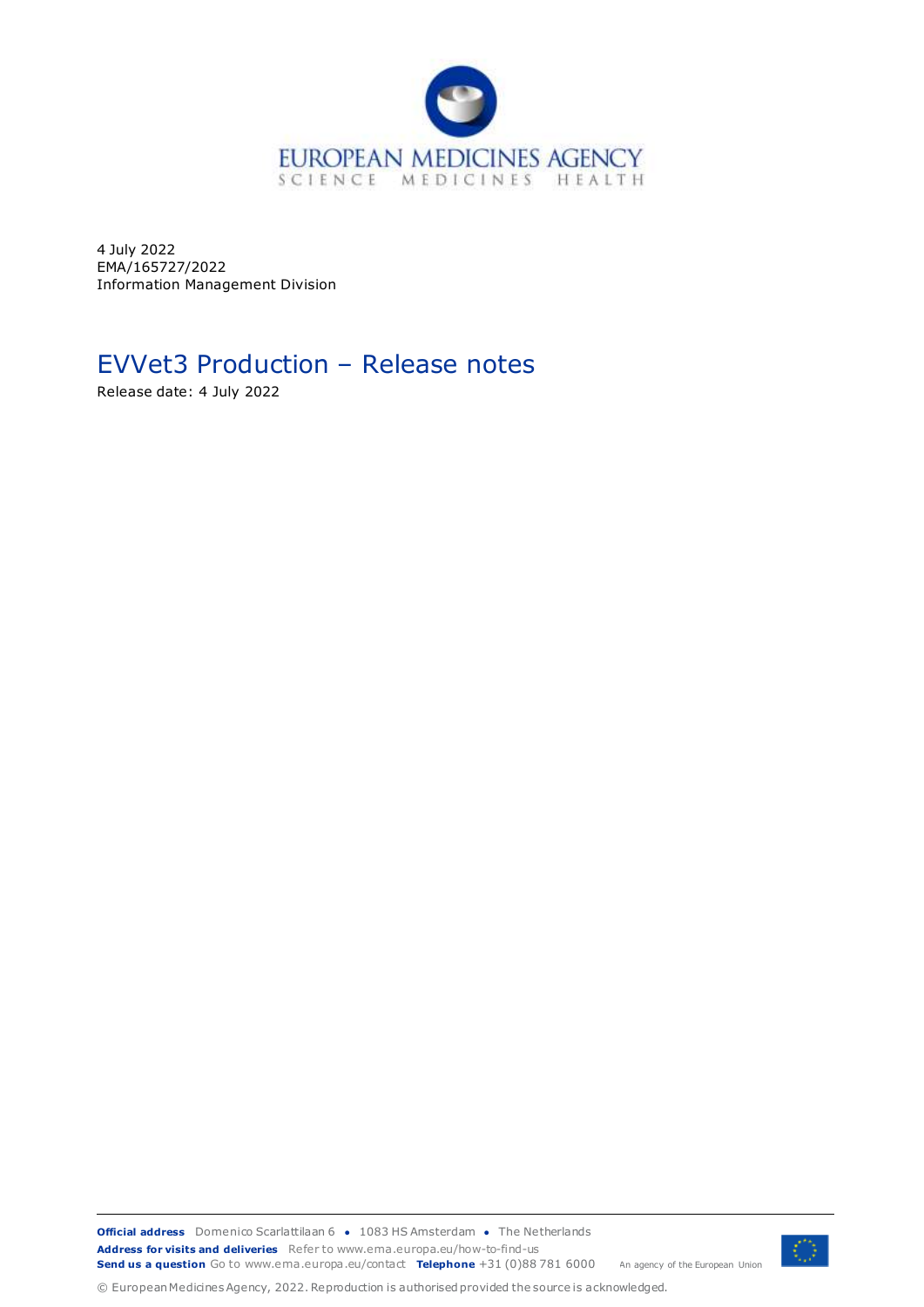4 July 2022
EMA/165727/2022
Information Management Division

# EVVet3 Production – Release notes

Release date: 4 July 2022

**Official address** Domenico Scarlattilaan 6 ● 1083 HS Amsterdam ● The Netherlands
**Address for visits and deliveries** Refer to www.ema.europa.eu/how-to-find-us
**Send us a question** Go to www.ema.europa.eu/contact **Telephone** +31 (0)88 781 6000

An agency of the European Union

© European Medicines Agency, 2022. Reproduction is authorised provided the source is acknowledged.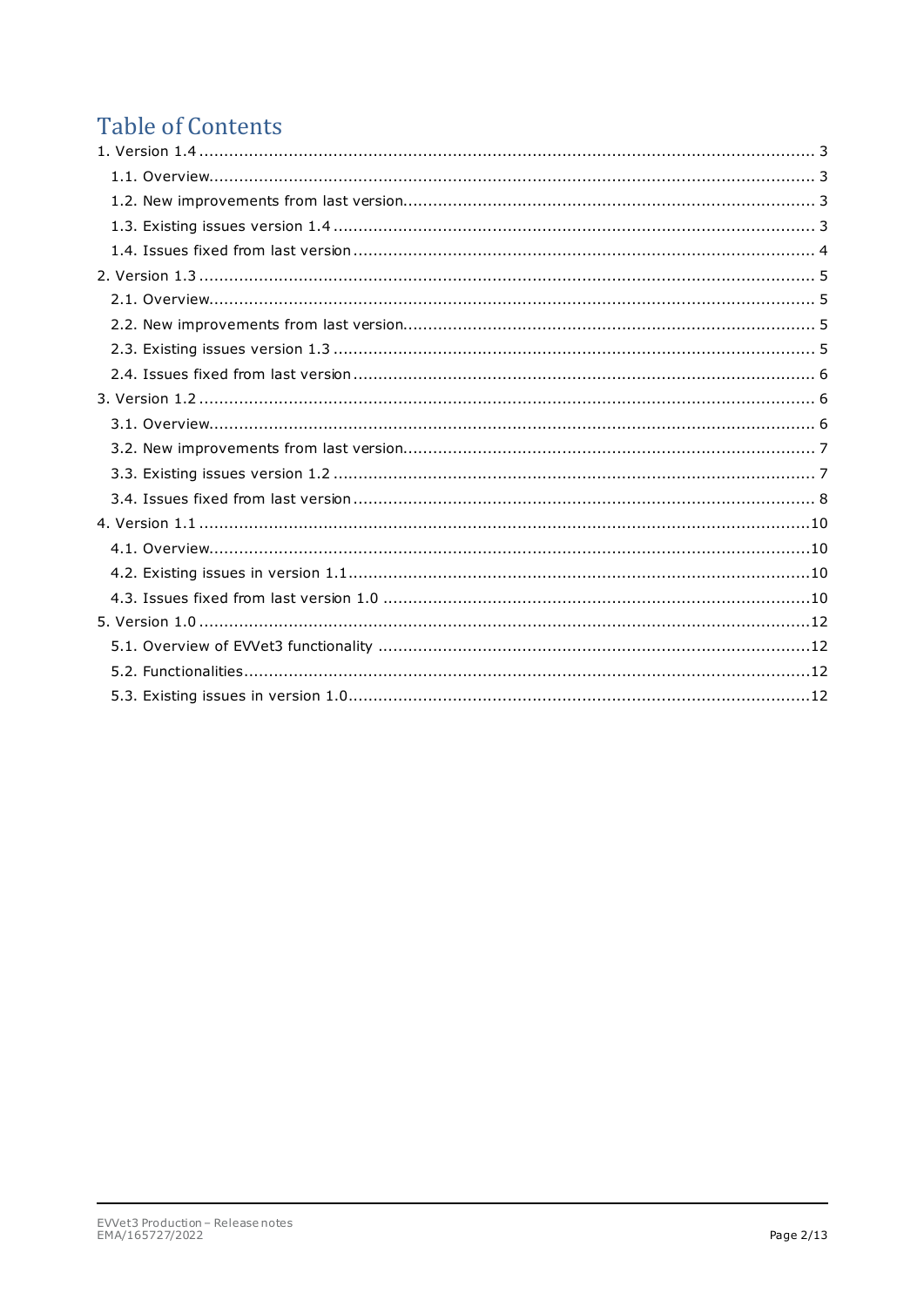# Table of Contents

1. Version 1.4 ........................................................................................................................ 3
   1.1. Overview....................................................................................................................... 3
   1.2. New improvements from last version................................................................................. 3
   1.3. Existing issues version 1.4 ............................................................................................... 3
   1.4. Issues fixed from last version ........................................................................................... 4
2. Version 1.3 ........................................................................................................................ 5
   2.1. Overview....................................................................................................................... 5
   2.2. New improvements from last version................................................................................. 5
   2.3. Existing issues version 1.3 ............................................................................................... 5
   2.4. Issues fixed from last version ........................................................................................... 6
3. Version 1.2 ........................................................................................................................ 6
   3.1. Overview....................................................................................................................... 6
   3.2. New improvements from last version................................................................................. 7
   3.3. Existing issues version 1.2 ............................................................................................... 7
   3.4. Issues fixed from last version ........................................................................................... 8
4. Version 1.1 ........................................................................................................................10
   4.1. Overview......................................................................................................................10
   4.2. Existing issues in version 1.1...........................................................................................10
   4.3. Issues fixed from last version 1.0 ....................................................................................10
5. Version 1.0 ........................................................................................................................12
   5.1. Overview of EVVet3 functionality .....................................................................................12
   5.2. Functionalities................................................................................................................12
   5.3. Existing issues in version 1.0...........................................................................................12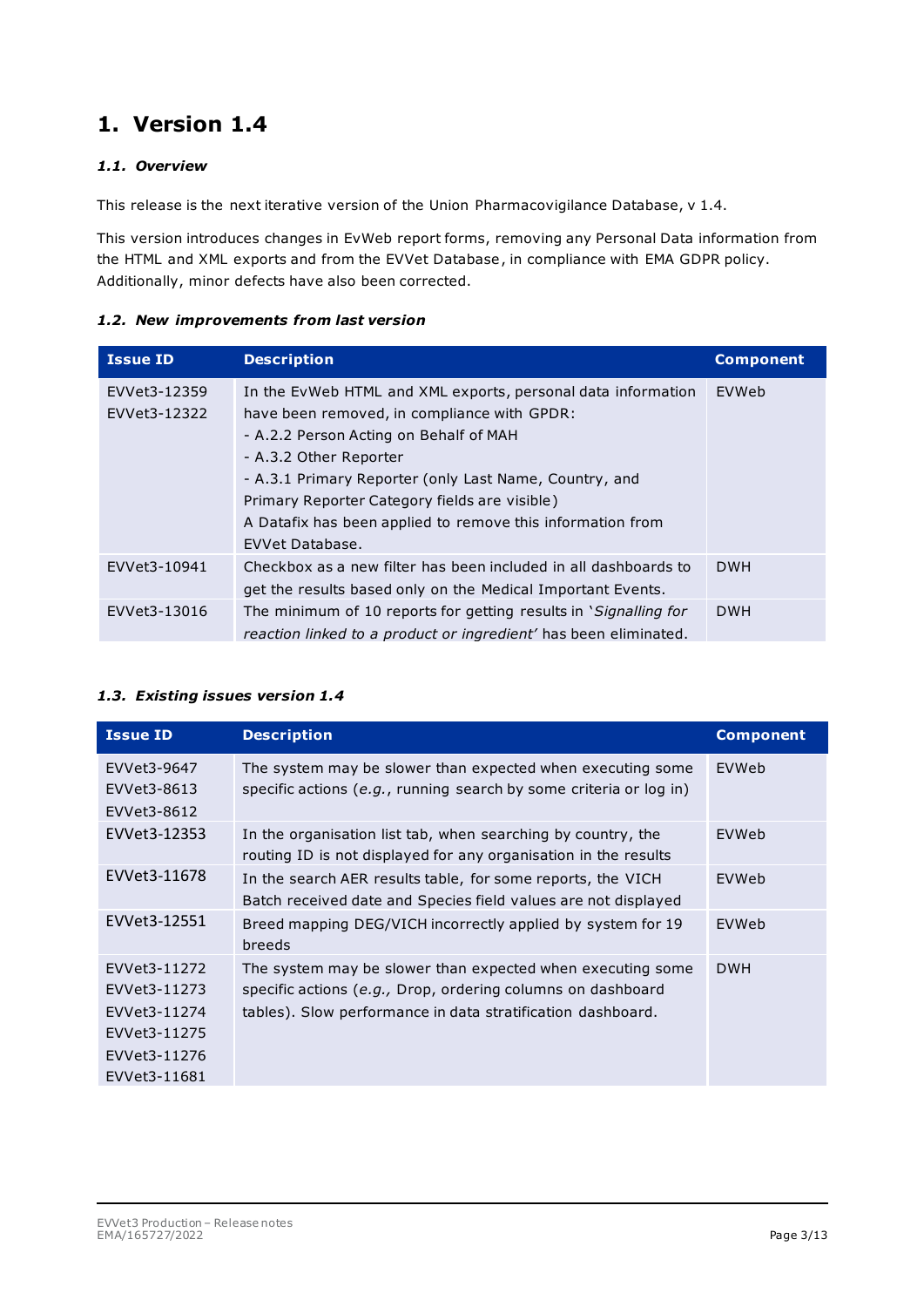# 1. Version 1.4

### *1.1. Overview*

This release is the next iterative version of the Union Pharmacovigilance Database, v 1.4.

This version introduces changes in EvWeb report forms, removing any Personal Data information from the HTML and XML exports and from the EVVet Database, in compliance with EMA GDPR policy. Additionally, minor defects have also been corrected.

### *1.2. New improvements from last version*

| Issue ID | Description | Component |
|---|---|---|
| EVVet3-12359<br>EVVet3-12322 | In the EvWeb HTML and XML exports, personal data information have been removed, in compliance with GPDR:<br>- A.2.2 Person Acting on Behalf of MAH<br>- A.3.2 Other Reporter<br>- A.3.1 Primary Reporter (only Last Name, Country, and Primary Reporter Category fields are visible)<br>A Datafix has been applied to remove this information from EVVet Database. | EVWeb |
| EVVet3-10941 | Checkbox as a new filter has been included in all dashboards to get the results based only on the Medical Important Events. | DWH |
| EVVet3-13016 | The minimum of 10 reports for getting results in '*Signalling for reaction linked to a product or ingredient'* has been eliminated. | DWH |

### *1.3. Existing issues version 1.4*

| Issue ID | Description | Component |
|---|---|---|
| EVVet3-9647<br>EVVet3-8613<br>EVVet3-8612 | The system may be slower than expected when executing some specific actions (*e.g.*, running search by some criteria or log in) | EVWeb |
| EVVet3-12353 | In the organisation list tab, when searching by country, the routing ID is not displayed for any organisation in the results | EVWeb |
| EVVet3-11678 | In the search AER results table, for some reports, the VICH Batch received date and Species field values are not displayed | EVWeb |
| EVVet3-12551 | Breed mapping DEG/VICH incorrectly applied by system for 19 breeds | EVWeb |
| EVVet3-11272<br>EVVet3-11273<br>EVVet3-11274<br>EVVet3-11275<br>EVVet3-11276<br>EVVet3-11681 | The system may be slower than expected when executing some specific actions (*e.g.,* Drop, ordering columns on dashboard tables). Slow performance in data stratification dashboard. | DWH |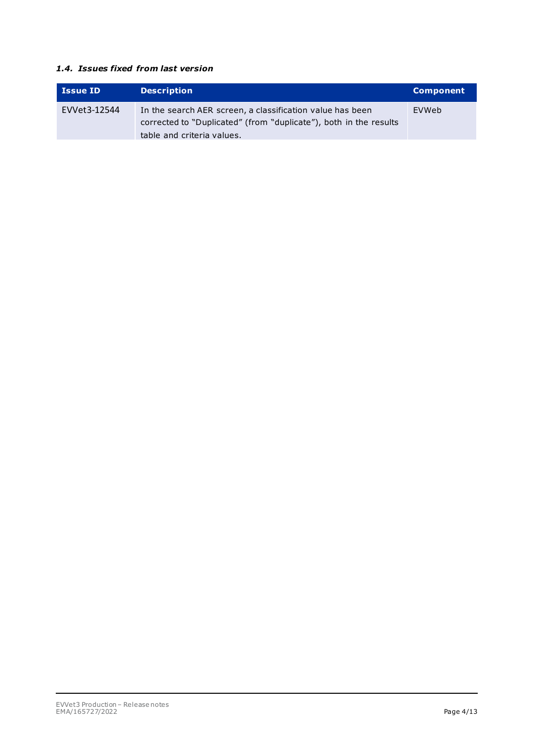### *1.4. Issues fixed from last version*

| Issue ID | Description | Component |
|---|---|---|
| EVVet3-12544 | In the search AER screen, a classification value has been corrected to "Duplicated" (from "duplicate"), both in the results table and criteria values. | EVWeb |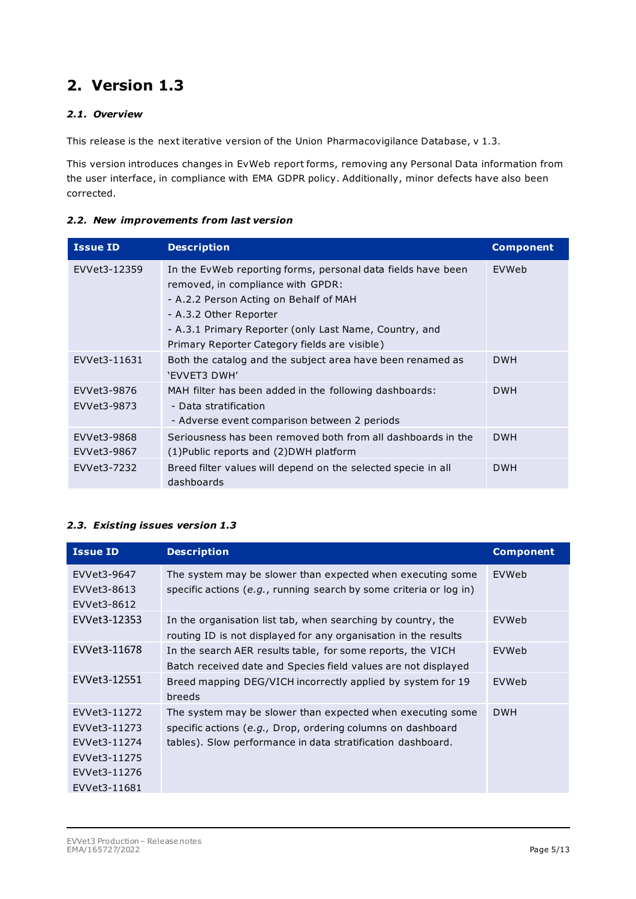## 2. Version 1.3

### *2.1. Overview*

This release is the next iterative version of the Union Pharmacovigilance Database, v 1.3.

This version introduces changes in EvWeb report forms, removing any Personal Data information from the user interface, in compliance with EMA GDPR policy. Additionally, minor defects have also been corrected.

### *2.2. New improvements from last version*

| Issue ID | Description | Component |
|---|---|---|
| EVVet3-12359 | In the EvWeb reporting forms, personal data fields have been removed, in compliance with GPDR:<br>- A.2.2 Person Acting on Behalf of MAH<br>- A.3.2 Other Reporter<br>- A.3.1 Primary Reporter (only Last Name, Country, and Primary Reporter Category fields are visible) | EVWeb |
| EVVet3-11631 | Both the catalog and the subject area have been renamed as 'EVVET3 DWH' | DWH |
| EVVet3-9876<br>EVVet3-9873 | MAH filter has been added in the following dashboards:<br>- Data stratification<br>- Adverse event comparison between 2 periods | DWH |
| EVVet3-9868<br>EVVet3-9867 | Seriousness has been removed both from all dashboards in the (1)Public reports and (2)DWH platform | DWH |
| EVVet3-7232 | Breed filter values will depend on the selected specie in all dashboards | DWH |

### *2.3. Existing issues version 1.3*

| Issue ID | Description | Component |
|---|---|---|
| EVVet3-9647<br>EVVet3-8613<br>EVVet3-8612 | The system may be slower than expected when executing some specific actions (*e.g.*, running search by some criteria or log in) | EVWeb |
| EVVet3-12353 | In the organisation list tab, when searching by country, the routing ID is not displayed for any organisation in the results | EVWeb |
| EVVet3-11678 | In the search AER results table, for some reports, the VICH Batch received date and Species field values are not displayed | EVWeb |
| EVVet3-12551 | Breed mapping DEG/VICH incorrectly applied by system for 19 breeds | EVWeb |
| EVVet3-11272<br>EVVet3-11273<br>EVVet3-11274<br>EVVet3-11275<br>EVVet3-11276<br>EVVet3-11681 | The system may be slower than expected when executing some specific actions (*e.g.,* Drop, ordering columns on dashboard tables). Slow performance in data stratification dashboard. | DWH |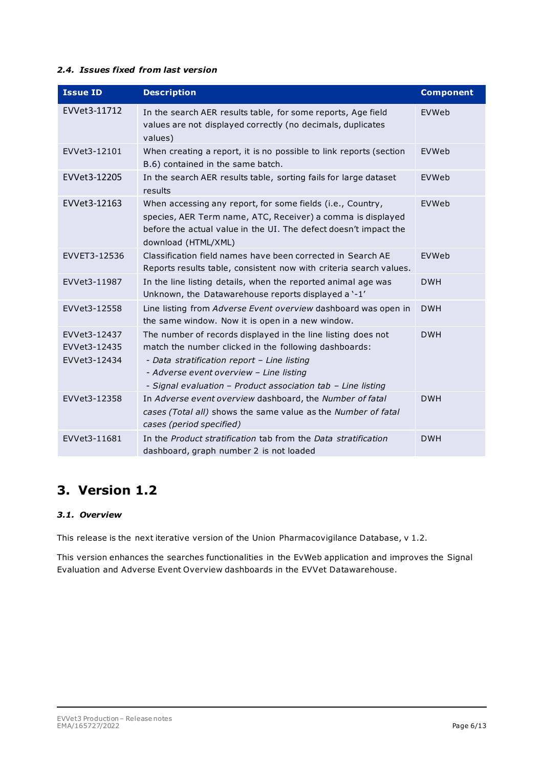### *2.4. Issues fixed from last version*

| Issue ID | Description | Component |
|---|---|---|
| EVVet3-11712 | In the search AER results table, for some reports, Age field values are not displayed correctly (no decimals, duplicates values) | EVWeb |
| EVVet3-12101 | When creating a report, it is no possible to link reports (section B.6) contained in the same batch. | EVWeb |
| EVVet3-12205 | In the search AER results table, sorting fails for large dataset results | EVWeb |
| EVVet3-12163 | When accessing any report, for some fields (i.e., Country, species, AER Term name, ATC, Receiver) a comma is displayed before the actual value in the UI. The defect doesn't impact the download (HTML/XML) | EVWeb |
| EVVET3-12536 | Classification field names have been corrected in Search AE Reports results table, consistent now with criteria search values. | EVWeb |
| EVVet3-11987 | In the line listing details, when the reported animal age was Unknown, the Datawarehouse reports displayed a '-1' | DWH |
| EVVet3-12558 | Line listing from *Adverse Event overview* dashboard was open in the same window. Now it is open in a new window. | DWH |
| EVVet3-12437<br>EVVet3-12435<br>EVVet3-12434 | The number of records displayed in the line listing does not match the number clicked in the following dashboards:<br>*- Data stratification report – Line listing*<br>*- Adverse event overview – Line listing*<br>*- Signal evaluation – Product association tab – Line listing* | DWH |
| EVVet3-12358 | In *Adverse event overview* dashboard, the *Number of fatal cases (Total all)* shows the same value as the *Number of fatal cases (period specified)* | DWH |
| EVVet3-11681 | In the *Product stratification* tab from the *Data stratification* dashboard, graph number 2 is not loaded | DWH |

# 3. Version 1.2

### *3.1. Overview*

This release is the next iterative version of the Union Pharmacovigilance Database, v 1.2.

This version enhances the searches functionalities in the EvWeb application and improves the Signal Evaluation and Adverse Event Overview dashboards in the EVVet Datawarehouse.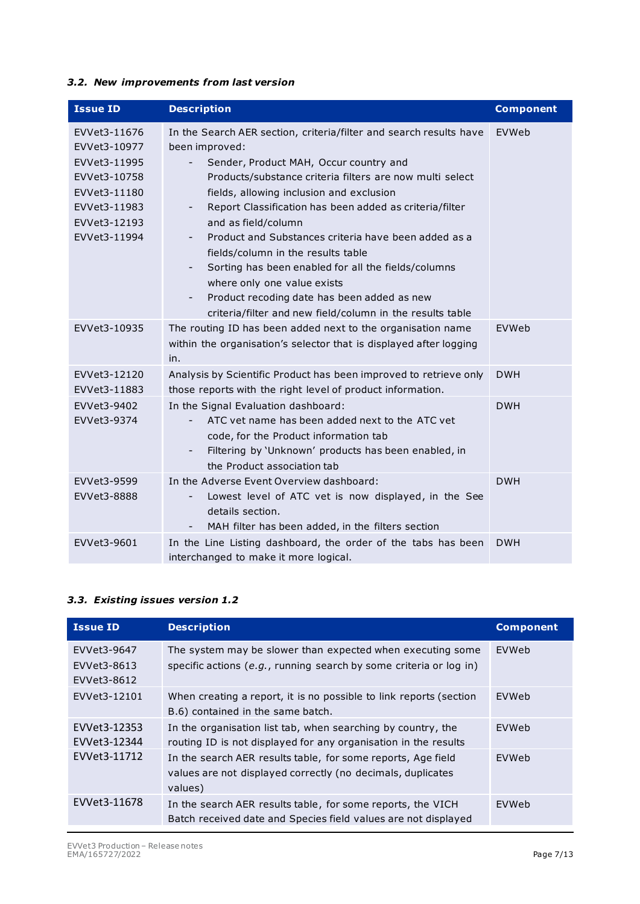### *3.2. New improvements from last version*

| Issue ID | Description | Component |
|---|---|---|
| EVVet3-11676<br>EVVet3-10977<br>EVVet3-11995<br>EVVet3-10758<br>EVVet3-11180<br>EVVet3-11983<br>EVVet3-12193<br>EVVet3-11994 | In the Search AER section, criteria/filter and search results have been improved:<br>- Sender, Product MAH, Occur country and Products/substance criteria filters are now multi select fields, allowing inclusion and exclusion<br>- Report Classification has been added as criteria/filter and as field/column<br>- Product and Substances criteria have been added as a fields/column in the results table<br>- Sorting has been enabled for all the fields/columns where only one value exists<br>- Product recoding date has been added as new criteria/filter and new field/column in the results table | EVWeb |
| EVVet3-10935 | The routing ID has been added next to the organisation name within the organisation's selector that is displayed after logging in. | EVWeb |
| EVVet3-12120<br>EVVet3-11883 | Analysis by Scientific Product has been improved to retrieve only those reports with the right level of product information. | DWH |
| EVVet3-9402<br>EVVet3-9374 | In the Signal Evaluation dashboard:<br>- ATC vet name has been added next to the ATC vet code, for the Product information tab<br>- Filtering by 'Unknown' products has been enabled, in the Product association tab | DWH |
| EVVet3-9599<br>EVVet3-8888 | In the Adverse Event Overview dashboard:<br>- Lowest level of ATC vet is now displayed, in the See details section.<br>- MAH filter has been added, in the filters section | DWH |
| EVVet3-9601 | In the Line Listing dashboard, the order of the tabs has been interchanged to make it more logical. | DWH |

### *3.3. Existing issues version 1.2*

| Issue ID | Description | Component |
|---|---|---|
| EVVet3-9647<br>EVVet3-8613<br>EVVet3-8612 | The system may be slower than expected when executing some specific actions (*e.g.*, running search by some criteria or log in) | EVWeb |
| EVVet3-12101 | When creating a report, it is no possible to link reports (section B.6) contained in the same batch. | EVWeb |
| EVVet3-12353<br>EVVet3-12344 | In the organisation list tab, when searching by country, the routing ID is not displayed for any organisation in the results | EVWeb |
| EVVet3-11712 | In the search AER results table, for some reports, Age field values are not displayed correctly (no decimals, duplicates values) | EVWeb |
| EVVet3-11678 | In the search AER results table, for some reports, the VICH Batch received date and Species field values are not displayed | EVWeb |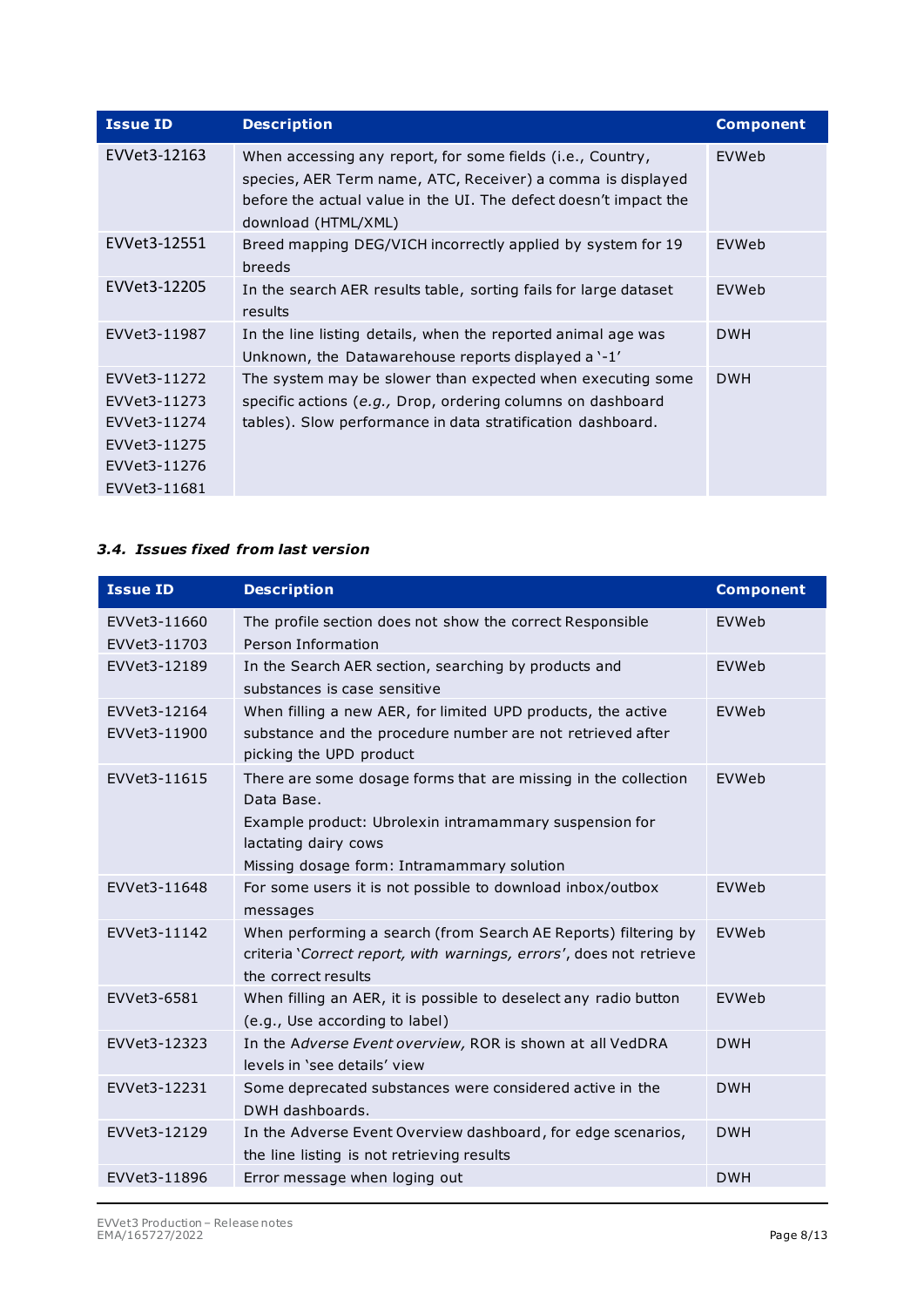| Issue ID | Description | Component |
| --- | --- | --- |
| EVVet3-12163 | When accessing any report, for some fields (i.e., Country, species, AER Term name, ATC, Receiver) a comma is displayed before the actual value in the UI. The defect doesn't impact the download (HTML/XML) | EVWeb |
| EVVet3-12551 | Breed mapping DEG/VICH incorrectly applied by system for 19 breeds | EVWeb |
| EVVet3-12205 | In the search AER results table, sorting fails for large dataset results | EVWeb |
| EVVet3-11987 | In the line listing details, when the reported animal age was Unknown, the Datawarehouse reports displayed a '-1' | DWH |
| EVVet3-11272<br>EVVet3-11273<br>EVVet3-11274<br>EVVet3-11275<br>EVVet3-11276<br>EVVet3-11681 | The system may be slower than expected when executing some specific actions (*e.g.,* Drop, ordering columns on dashboard tables). Slow performance in data stratification dashboard. | DWH |

### *3.4. Issues fixed from last version*

| Issue ID | Description | Component |
| --- | --- | --- |
| EVVet3-11660<br>EVVet3-11703 | The profile section does not show the correct Responsible Person Information | EVWeb |
| EVVet3-12189 | In the Search AER section, searching by products and substances is case sensitive | EVWeb |
| EVVet3-12164<br>EVVet3-11900 | When filling a new AER, for limited UPD products, the active substance and the procedure number are not retrieved after picking the UPD product | EVWeb |
| EVVet3-11615 | There are some dosage forms that are missing in the collection Data Base.<br>Example product: Ubrolexin intramammary suspension for lactating dairy cows<br>Missing dosage form: Intramammary solution | EVWeb |
| EVVet3-11648 | For some users it is not possible to download inbox/outbox messages | EVWeb |
| EVVet3-11142 | When performing a search (from Search AE Reports) filtering by criteria '*Correct report, with warnings, errors*', does not retrieve the correct results | EVWeb |
| EVVet3-6581 | When filling an AER, it is possible to deselect any radio button (e.g., Use according to label) | EVWeb |
| EVVet3-12323 | In the A*dverse Event overview,* ROR is shown at all VedDRA levels in 'see details' view | DWH |
| EVVet3-12231 | Some deprecated substances were considered active in the DWH dashboards. | DWH |
| EVVet3-12129 | In the Adverse Event Overview dashboard, for edge scenarios, the line listing is not retrieving results | DWH |
| EVVet3-11896 | Error message when loging out | DWH |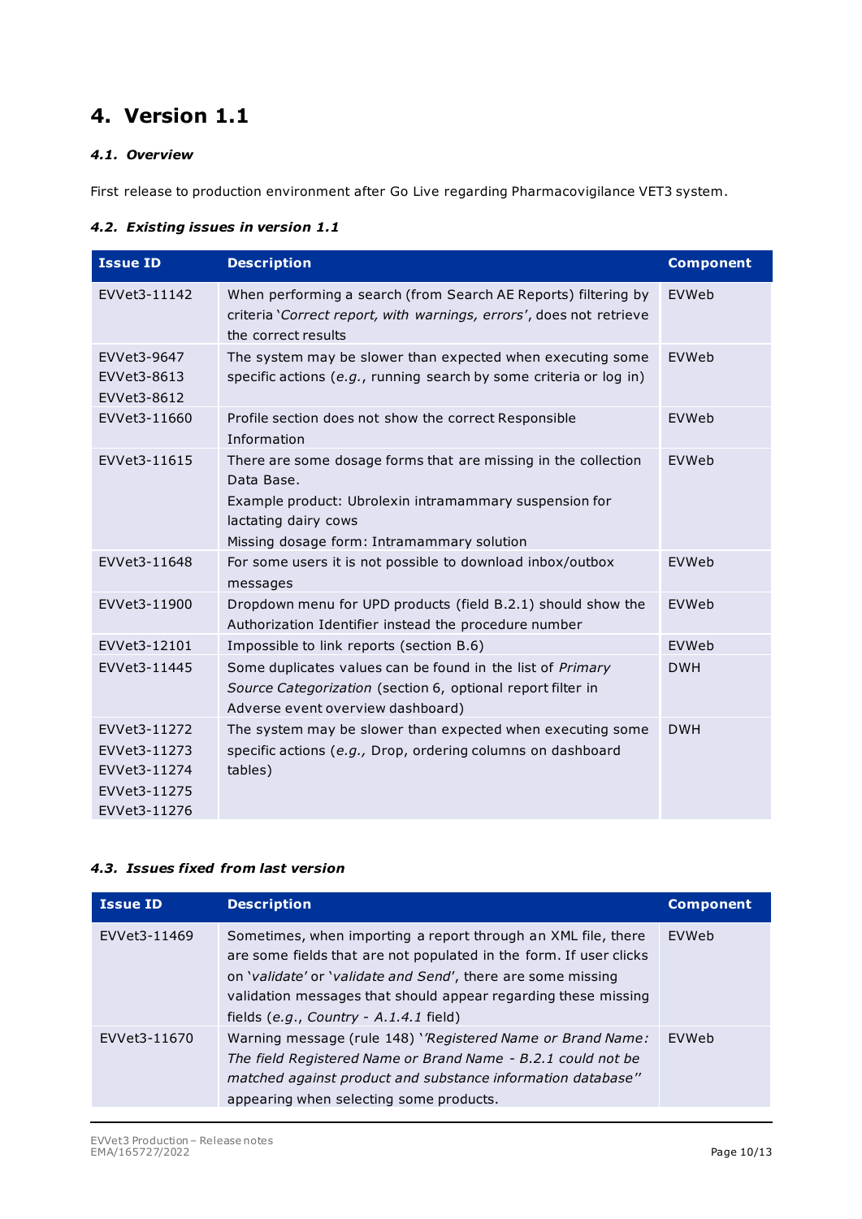# 4. Version 1.1

### *4.1. Overview*

First release to production environment after Go Live regarding Pharmacovigilance VET3 system.

### *4.2. Existing issues in version 1.1*

| Issue ID | Description | Component |
|---|---|---|
| EVVet3-11142 | When performing a search (from Search AE Reports) filtering by criteria '*Correct report, with warnings, errors*', does not retrieve the correct results | EVWeb |
| EVVet3-9647<br>EVVet3-8613<br>EVVet3-8612 | The system may be slower than expected when executing some specific actions (*e.g.*, running search by some criteria or log in) | EVWeb |
| EVVet3-11660 | Profile section does not show the correct Responsible Information | EVWeb |
| EVVet3-11615 | There are some dosage forms that are missing in the collection Data Base.<br>Example product: Ubrolexin intramammary suspension for lactating dairy cows<br>Missing dosage form: Intramammary solution | EVWeb |
| EVVet3-11648 | For some users it is not possible to download inbox/outbox messages | EVWeb |
| EVVet3-11900 | Dropdown menu for UPD products (field B.2.1) should show the Authorization Identifier instead the procedure number | EVWeb |
| EVVet3-12101 | Impossible to link reports (section B.6) | EVWeb |
| EVVet3-11445 | Some duplicates values can be found in the list of *Primary Source Categorization* (section 6, optional report filter in Adverse event overview dashboard) | DWH |
| EVVet3-11272<br>EVVet3-11273<br>EVVet3-11274<br>EVVet3-11275<br>EVVet3-11276 | The system may be slower than expected when executing some specific actions (*e.g.,* Drop, ordering columns on dashboard tables) | DWH |

### *4.3. Issues fixed from last version*

| Issue ID | Description | Component |
|---|---|---|
| EVVet3-11469 | Sometimes, when importing a report through an XML file, there are some fields that are not populated in the form. If user clicks on '*validate*' or '*validate and Send*', there are some missing validation messages that should appear regarding these missing fields (*e.g.*, *Country - A.1.4.1* field) | EVWeb |
| EVVet3-11670 | Warning message (rule 148) '*'Registered Name or Brand Name: The field Registered Name or Brand Name - B.2.1 could not be matched against product and substance information database''* appearing when selecting some products. | EVWeb |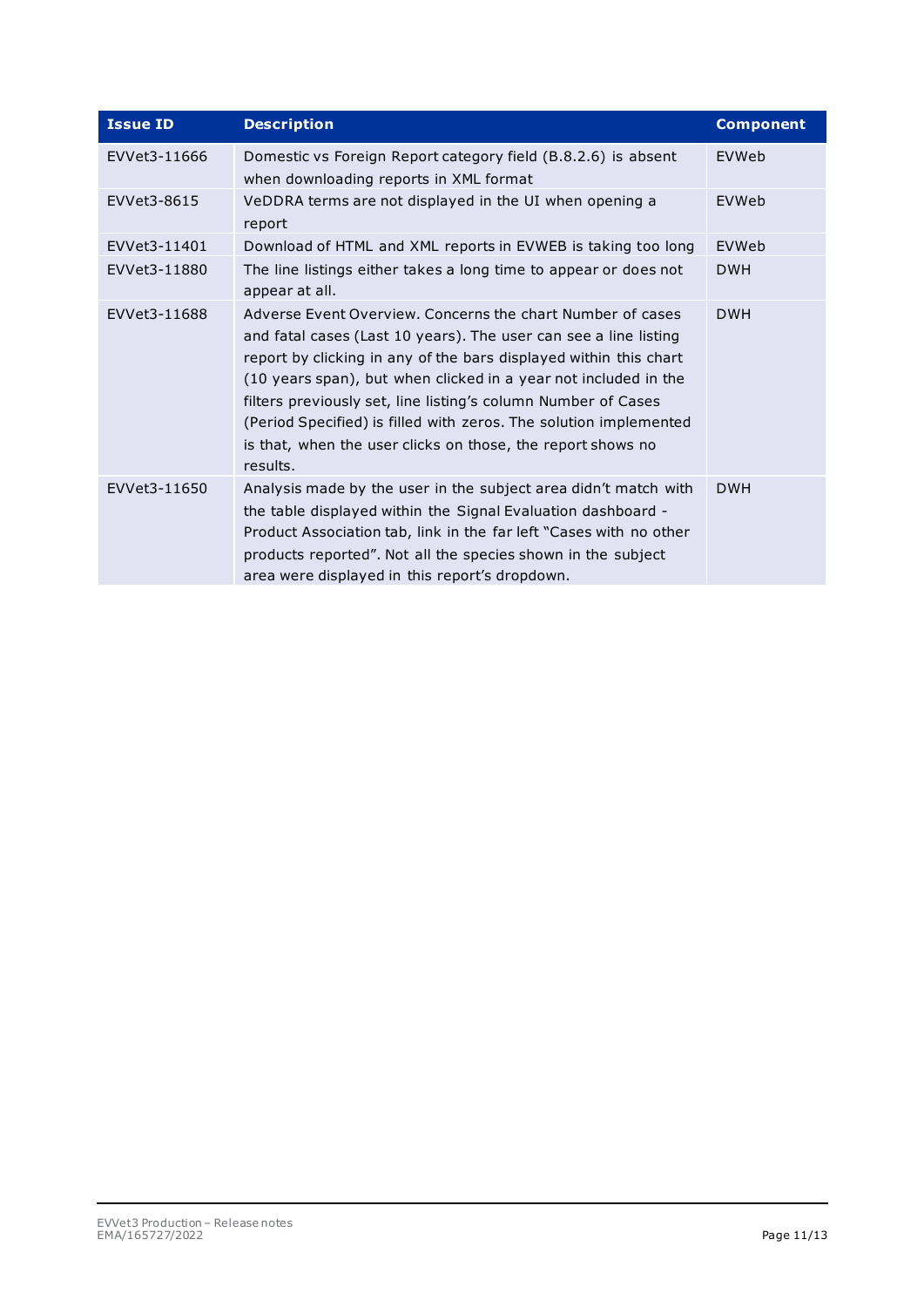| Issue ID | Description | Component |
|---|---|---|
| EVVet3-11666 | Domestic vs Foreign Report category field (B.8.2.6) is absent when downloading reports in XML format | EVWeb |
| EVVet3-8615 | VeDDRA terms are not displayed in the UI when opening a report | EVWeb |
| EVVet3-11401 | Download of HTML and XML reports in EVWEB is taking too long | EVWeb |
| EVVet3-11880 | The line listings either takes a long time to appear or does not appear at all. | DWH |
| EVVet3-11688 | Adverse Event Overview. Concerns the chart Number of cases and fatal cases (Last 10 years). The user can see a line listing report by clicking in any of the bars displayed within this chart (10 years span), but when clicked in a year not included in the filters previously set, line listing's column Number of Cases (Period Specified) is filled with zeros. The solution implemented is that, when the user clicks on those, the report shows no results. | DWH |
| EVVet3-11650 | Analysis made by the user in the subject area didn't match with the table displayed within the Signal Evaluation dashboard - Product Association tab, link in the far left "Cases with no other products reported". Not all the species shown in the subject area were displayed in this report's dropdown. | DWH |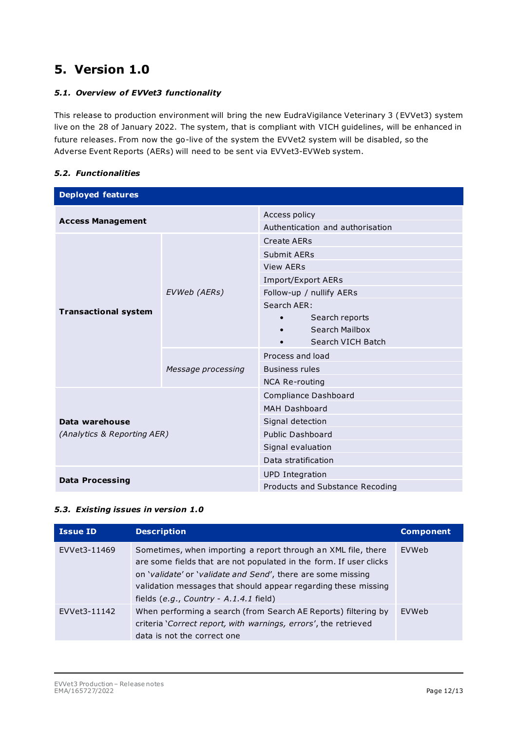# 5. Version 1.0

### *5.1. Overview of EVVet3 functionality*

This release to production environment will bring the new EudraVigilance Veterinary 3 (EVVet3) system live on the 28 of January 2022. The system, that is compliant with VICH guidelines, will be enhanced in future releases. From now the go-live of the system the EVVet2 system will be disabled, so the Adverse Event Reports (AERs) will need to be sent via EVVet3-EVWeb system.

### *5.2. Functionalities*

| Deployed features | | |
|---|---|---|
| **Access Management** | | Access policy |
| | | Authentication and authorisation |
| **Transactional system** | *EVWeb (AERs)* | Create AERs |
| | | Submit AERs |
| | | View AERs |
| | | Import/Export AERs |
| | | Follow-up / nullify AERs |
| | | Search AER:<br>• Search reports<br>• Search Mailbox<br>• Search VICH Batch |
| | *Message processing* | Process and load |
| | | Business rules |
| | | NCA Re-routing |
| **Data warehouse**<br>*(Analytics & Reporting AER)* | | Compliance Dashboard |
| | | MAH Dashboard |
| | | Signal detection |
| | | Public Dashboard |
| | | Signal evaluation |
| | | Data stratification |
| **Data Processing** | | UPD Integration |
| | | Products and Substance Recoding |

### *5.3. Existing issues in version 1.0*

| Issue ID | Description | Component |
|---|---|---|
| EVVet3-11469 | Sometimes, when importing a report through an XML file, there are some fields that are not populated in the form. If user clicks on '*validate*' or '*validate and Send*', there are some missing validation messages that should appear regarding these missing fields (*e.g.*, *Country - A.1.4.1* field) | EVWeb |
| EVVet3-11142 | When performing a search (from Search AE Reports) filtering by criteria '*Correct report, with warnings, errors*', the retrieved data is not the correct one | EVWeb |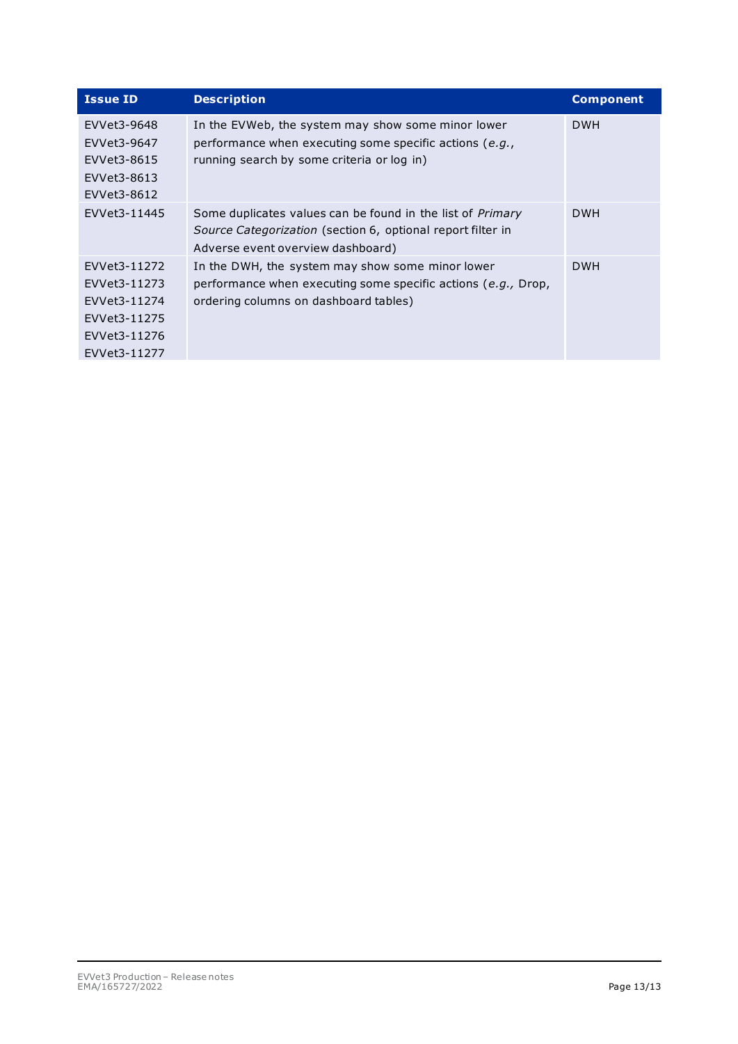| Issue ID | Description | Component |
|---|---|---|
| EVVet3-9648<br>EVVet3-9647<br>EVVet3-8615<br>EVVet3-8613<br>EVVet3-8612 | In the EVWeb, the system may show some minor lower performance when executing some specific actions (*e.g.*, running search by some criteria or log in) | DWH |
| EVVet3-11445 | Some duplicates values can be found in the list of *Primary Source Categorization* (section 6, optional report filter in Adverse event overview dashboard) | DWH |
| EVVet3-11272<br>EVVet3-11273<br>EVVet3-11274<br>EVVet3-11275<br>EVVet3-11276<br>EVVet3-11277 | In the DWH, the system may show some minor lower performance when executing some specific actions (*e.g.,* Drop, ordering columns on dashboard tables) | DWH |